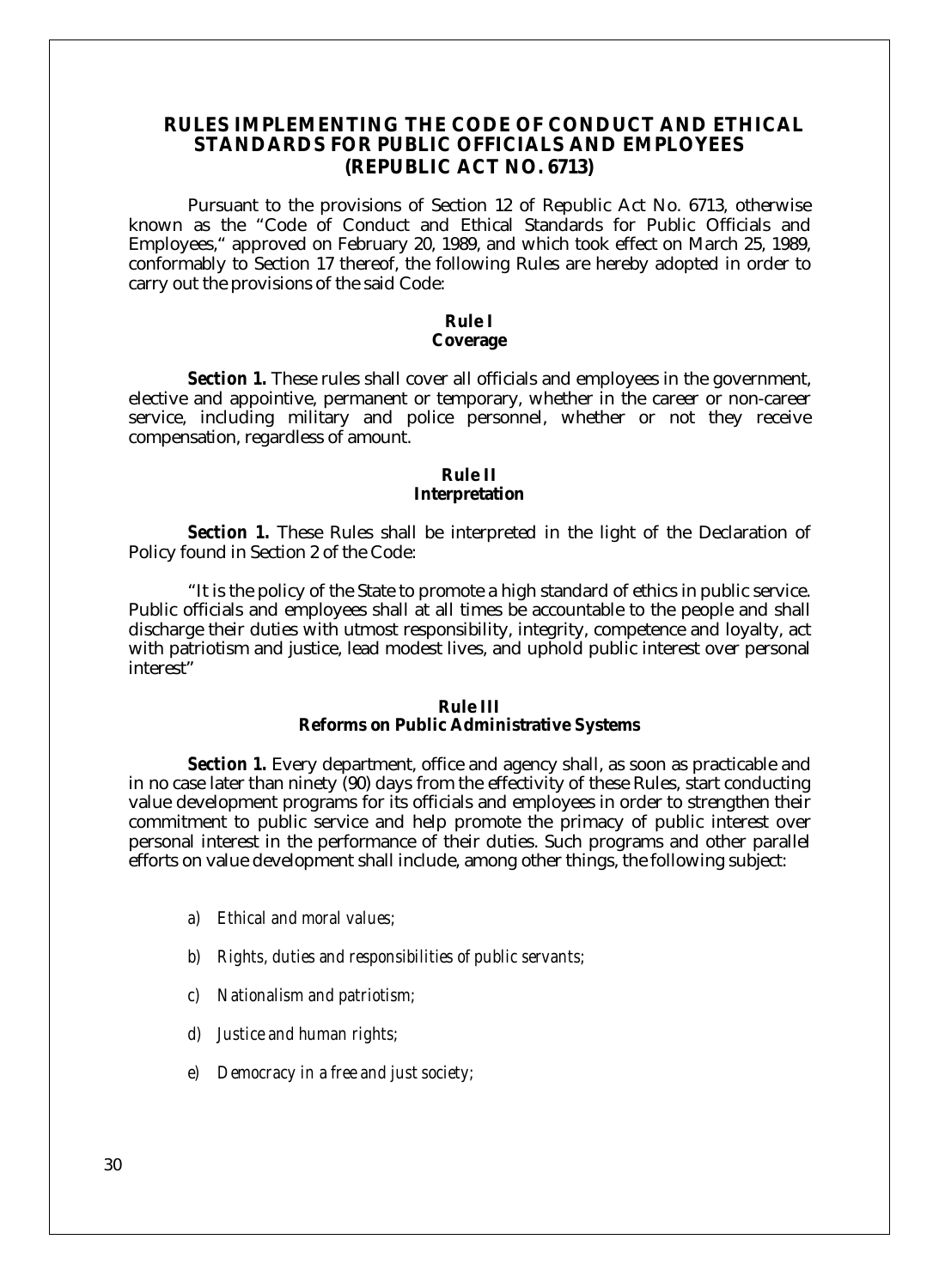# RULES IMPLEMENTING THE CODE OF CONDUCT AND ETHICAL STANDARDS FOR PUBLIC OFFICIALS AND EMPLOYEES (REPUBLIC ACT NO. 6713)

Pursuant to the provisions of Section 12 of Republic Act No. 6713, otherwise known as the "Code of Conduct and Ethical Standards for Public Officials and Employees," approved on February 20, 1989, and which took effect on March 25, 1989, conformably to Section 17 thereof, the following Rules are hereby adopted in order to carry out the provisions of the said Code:

## Rule I
## Coverage

**Section 1.** These rules shall cover all officials and employees in the government, elective and appointive, permanent or temporary, whether in the career or non-career service, including military and police personnel, whether or not they receive compensation, regardless of amount.

## Rule II
## Interpretation

**Section 1.** These Rules shall be interpreted in the light of the Declaration of Policy found in Section 2 of the Code:

"It is the policy of the State to promote a high standard of ethics in public service. Public officials and employees shall at all times be accountable to the people and shall discharge their duties with utmost responsibility, integrity, competence and loyalty, act with patriotism and justice, lead modest lives, and uphold public interest over personal interest"

## Rule III
## Reforms on Public Administrative Systems

**Section 1.** Every department, office and agency shall, as soon as practicable and in no case later than ninety (90) days from the effectivity of these Rules, start conducting value development programs for its officials and employees in order to strengthen their commitment to public service and help promote the primacy of public interest over personal interest in the performance of their duties. Such programs and other parallel efforts on value development shall include, among other things, the following subject:

a) *Ethical and moral values;*

b) *Rights, duties and responsibilities of public servants;*

c) *Nationalism and patriotism;*

d) *Justice and human rights;*

e) *Democracy in a free and just society;*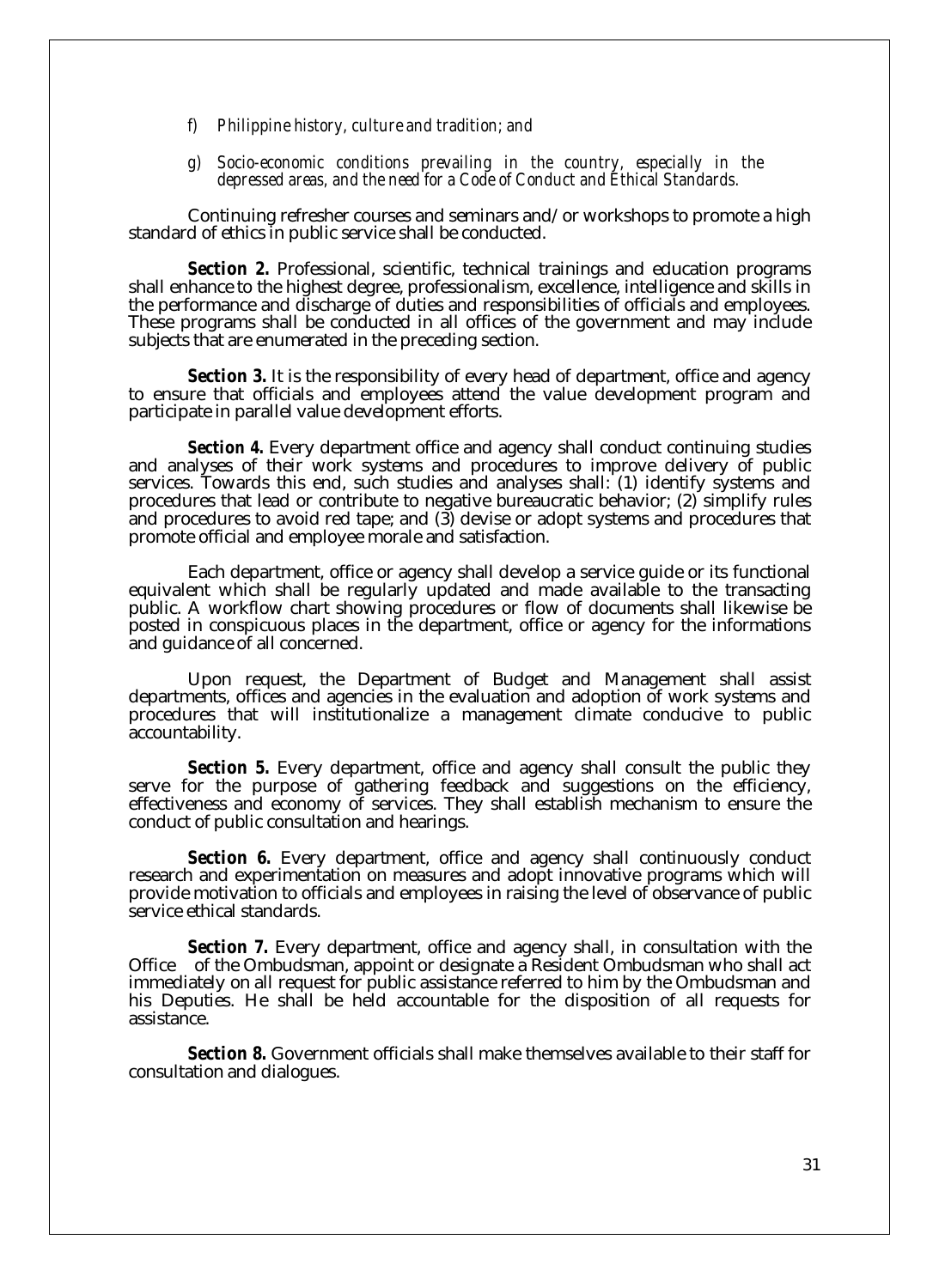f) *Philippine history, culture and tradition; and*

g) *Socio-economic conditions prevailing in the country, especially in the depressed areas, and the need for a Code of Conduct and Ethical Standards.*

Continuing refresher courses and seminars and/or workshops to promote a high standard of ethics in public service shall be conducted.

**Section 2.** Professional, scientific, technical trainings and education programs shall enhance to the highest degree, professionalism, excellence, intelligence and skills in the performance and discharge of duties and responsibilities of officials and employees. These programs shall be conducted in all offices of the government and may include subjects that are enumerated in the preceding section.

**Section 3.** It is the responsibility of every head of department, office and agency to ensure that officials and employees attend the value development program and participate in parallel value development efforts.

**Section 4.** Every department office and agency shall conduct continuing studies and analyses of their work systems and procedures to improve delivery of public services. Towards this end, such studies and analyses shall: (1) identify systems and procedures that lead or contribute to negative bureaucratic behavior; (2) simplify rules and procedures to avoid red tape; and (3) devise or adopt systems and procedures that promote official and employee morale and satisfaction.

Each department, office or agency shall develop a service guide or its functional equivalent which shall be regularly updated and made available to the transacting public. A workflow chart showing procedures or flow of documents shall likewise be posted in conspicuous places in the department, office or agency for the informations and guidance of all concerned.

Upon request, the Department of Budget and Management shall assist departments, offices and agencies in the evaluation and adoption of work systems and procedures that will institutionalize a management climate conducive to public accountability.

**Section 5.** Every department, office and agency shall consult the public they serve for the purpose of gathering feedback and suggestions on the efficiency, effectiveness and economy of services. They shall establish mechanism to ensure the conduct of public consultation and hearings.

**Section 6.** Every department, office and agency shall continuously conduct research and experimentation on measures and adopt innovative programs which will provide motivation to officials and employees in raising the level of observance of public service ethical standards.

**Section 7.** Every department, office and agency shall, in consultation with the Office of the Ombudsman, appoint or designate a Resident Ombudsman who shall act immediately on all request for public assistance referred to him by the Ombudsman and his Deputies. He shall be held accountable for the disposition of all requests for assistance.

**Section 8.** Government officials shall make themselves available to their staff for consultation and dialogues.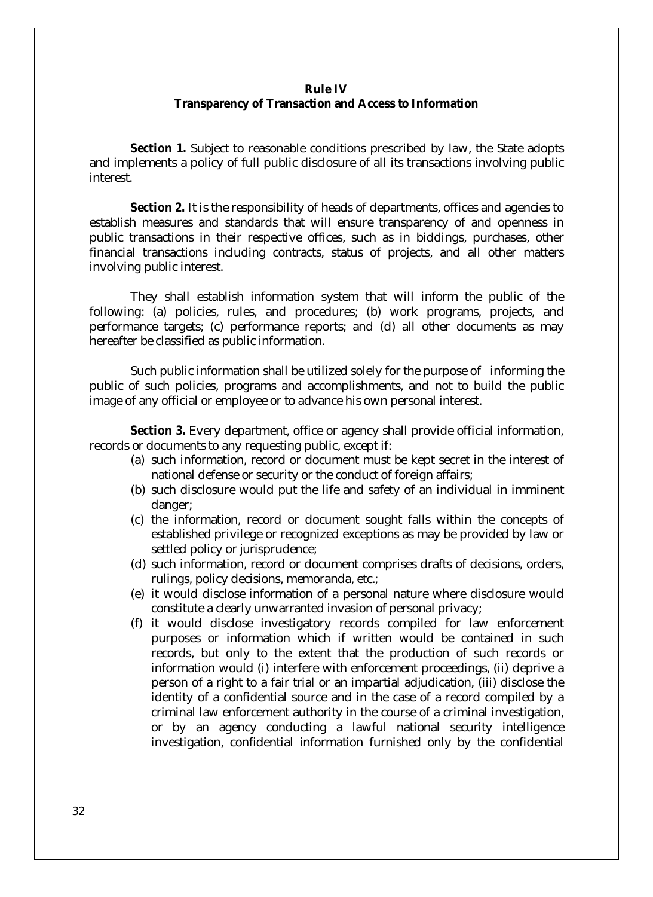## Rule IV
## Transparency of Transaction and Access to Information

***Section 1.*** Subject to reasonable conditions prescribed by law, the State adopts and implements a policy of full public disclosure of all its transactions involving public interest.

***Section 2.*** It is the responsibility of heads of departments, offices and agencies to establish measures and standards that will ensure transparency of and openness in public transactions in their respective offices, such as in biddings, purchases, other financial transactions including contracts, status of projects, and all other matters involving public interest.

They shall establish information system that will inform the public of the following: (a) policies, rules, and procedures; (b) work programs, projects, and performance targets; (c) performance reports; and (d) all other documents as may hereafter be classified as public information.

Such public information shall be utilized solely for the purpose of informing the public of such policies, programs and accomplishments, and not to build the public image of any official or employee or to advance his own personal interest.

***Section 3.*** Every department, office or agency shall provide official information, records or documents to any requesting public, except if:

(a) such information, record or document must be kept secret in the interest of national defense or security or the conduct of foreign affairs;

(b) such disclosure would put the life and safety of an individual in imminent danger;

(c) the information, record or document sought falls within the concepts of established privilege or recognized exceptions as may be provided by law or settled policy or jurisprudence;

(d) such information, record or document comprises drafts of decisions, orders, rulings, policy decisions, memoranda, etc.;

(e) it would disclose information of a personal nature where disclosure would constitute a clearly unwarranted invasion of personal privacy;

(f) it would disclose investigatory records compiled for law enforcement purposes or information which if written would be contained in such records, but only to the extent that the production of such records or information would (i) interfere with enforcement proceedings, (ii) deprive a person of a right to a fair trial or an impartial adjudication, (iii) disclose the identity of a confidential source and in the case of a record compiled by a criminal law enforcement authority in the course of a criminal investigation, or by an agency conducting a lawful national security intelligence investigation, confidential information furnished only by the confidential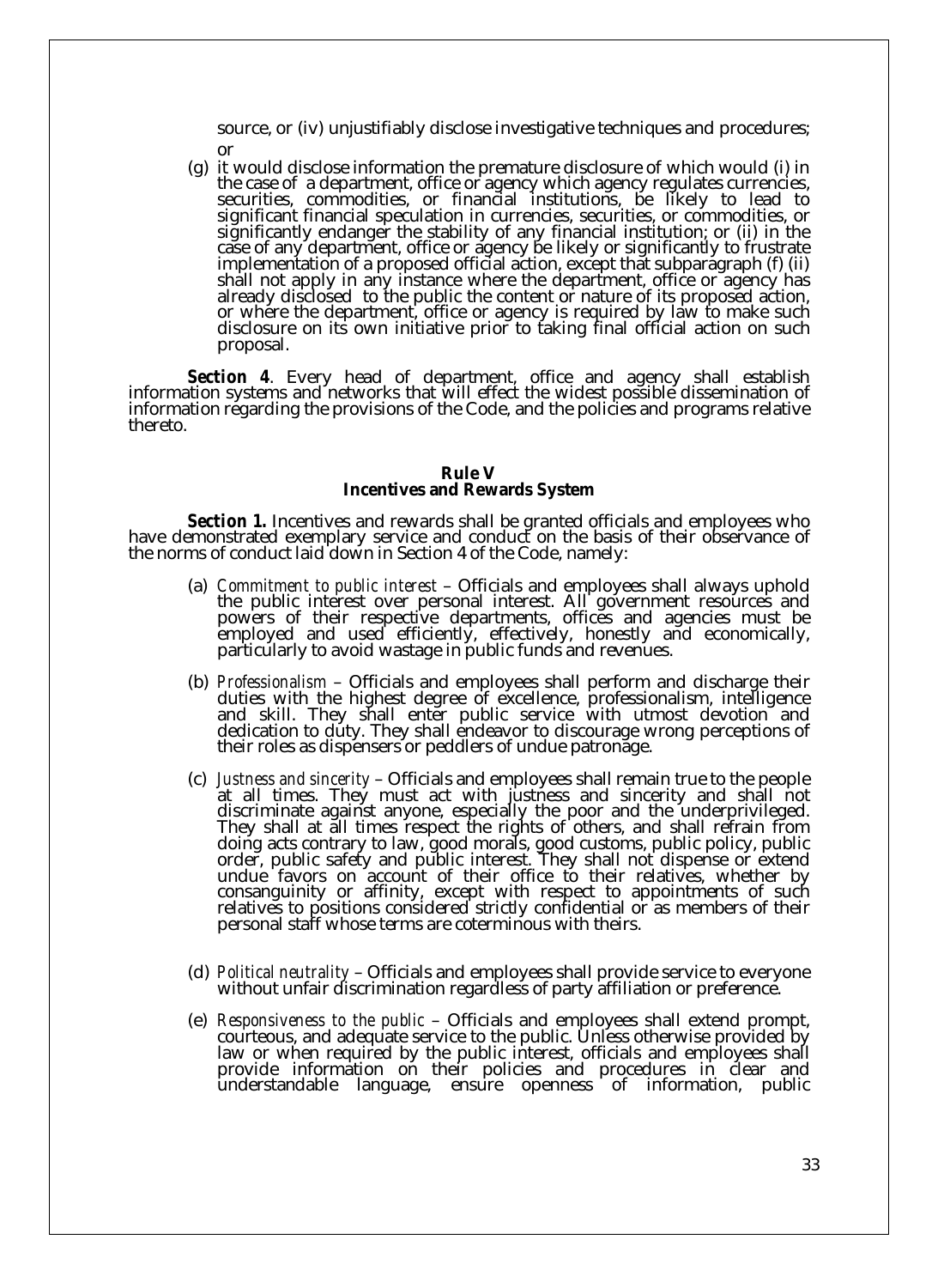source, or (iv) unjustifiably disclose investigative techniques and procedures; or

(g) it would disclose information the premature disclosure of which would (i) in the case of a department, office or agency which agency regulates currencies, securities, commodities, or financial institutions, be likely to lead to significant financial speculation in currencies, securities, or commodities, or significantly endanger the stability of any financial institution; or (ii) in the case of any department, office or agency be likely or significantly to frustrate implementation of a proposed official action, except that subparagraph (f) (ii) shall not apply in any instance where the department, office or agency has already disclosed to the public the content or nature of its proposed action, or where the department, office or agency is required by law to make such disclosure on its own initiative prior to taking final official action on such proposal.

**Section 4**. Every head of department, office and agency shall establish information systems and networks that will effect the widest possible dissemination of information regarding the provisions of the Code, and the policies and programs relative thereto.

## Rule V
## Incentives and Rewards System

**Section 1.** Incentives and rewards shall be granted officials and employees who have demonstrated exemplary service and conduct on the basis of their observance of the norms of conduct laid down in Section 4 of the Code, namely:

(a) *Commitment to public interest* – Officials and employees shall always uphold the public interest over personal interest. All government resources and powers of their respective departments, offices and agencies must be employed and used efficiently, effectively, honestly and economically, particularly to avoid wastage in public funds and revenues.

(b) *Professionalism* – Officials and employees shall perform and discharge their duties with the highest degree of excellence, professionalism, intelligence and skill. They shall enter public service with utmost devotion and dedication to duty. They shall endeavor to discourage wrong perceptions of their roles as dispensers or peddlers of undue patronage.

(c) *Justness and sincerity* – Officials and employees shall remain true to the people at all times. They must act with justness and sincerity and shall not discriminate against anyone, especially the poor and the underprivileged. They shall at all times respect the rights of others, and shall refrain from doing acts contrary to law, good morals, good customs, public policy, public order, public safety and public interest. They shall not dispense or extend undue favors on account of their office to their relatives, whether by consanguinity or affinity, except with respect to appointments of such relatives to positions considered strictly confidential or as members of their personal staff whose terms are coterminous with theirs.

(d) *Political neutrality* – Officials and employees shall provide service to everyone without unfair discrimination regardless of party affiliation or preference.

(e) *Responsiveness to the public* – Officials and employees shall extend prompt, courteous, and adequate service to the public. Unless otherwise provided by law or when required by the public interest, officials and employees shall provide information on their policies and procedures in clear and understandable language, ensure openness of information, public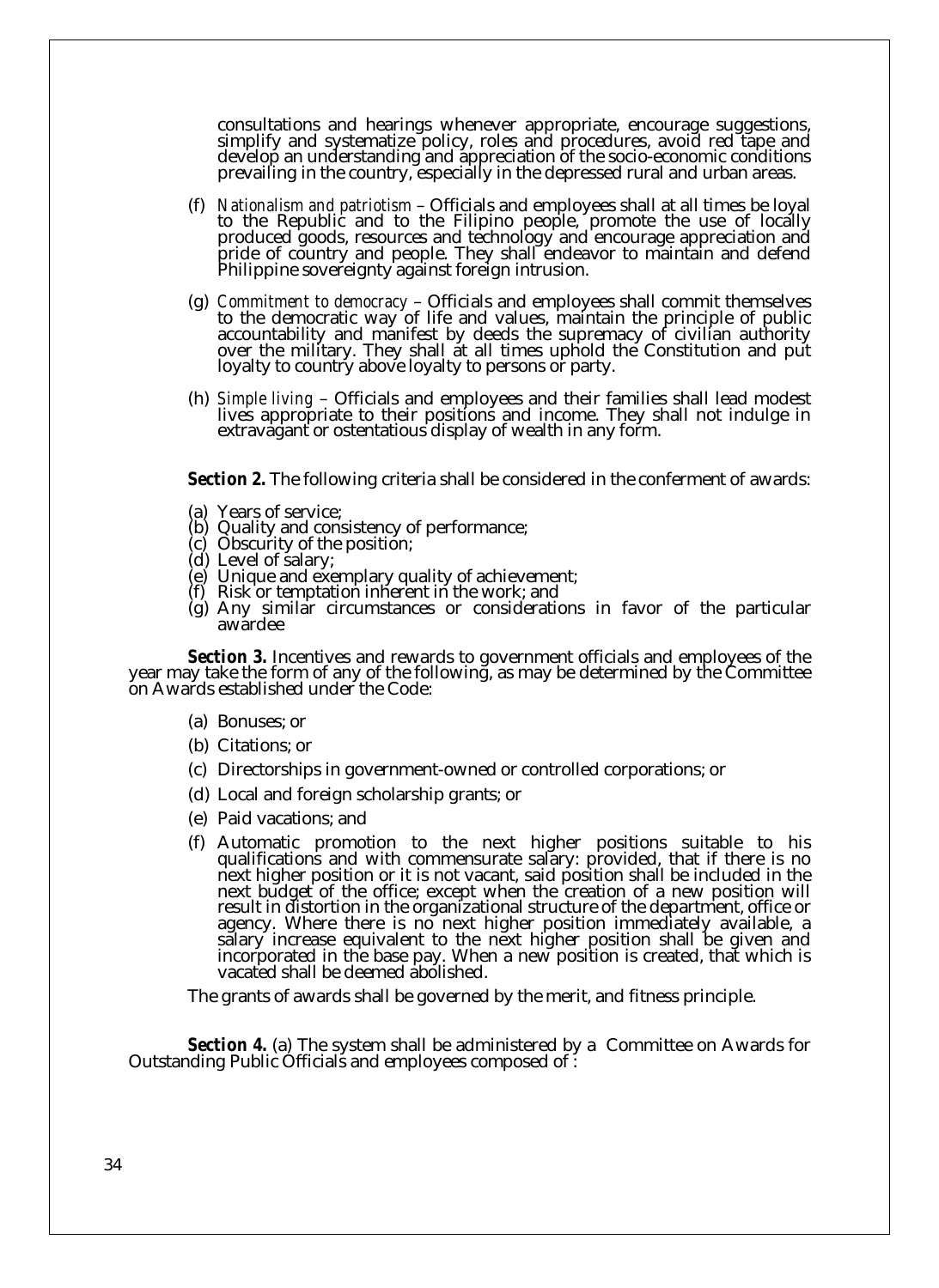consultations and hearings whenever appropriate, encourage suggestions, simplify and systematize policy, roles and procedures, avoid red tape and develop an understanding and appreciation of the socio-economic conditions prevailing in the country, especially in the depressed rural and urban areas.

(f) *Nationalism and patriotism* – Officials and employees shall at all times be loyal to the Republic and to the Filipino people, promote the use of locally produced goods, resources and technology and encourage appreciation and pride of country and people. They shall endeavor to maintain and defend Philippine sovereignty against foreign intrusion.

(g) *Commitment to democracy* – Officials and employees shall commit themselves to the democratic way of life and values, maintain the principle of public accountability and manifest by deeds the supremacy of civilian authority over the military. They shall at all times uphold the Constitution and put loyalty to country above loyalty to persons or party.

(h) *Simple living* – Officials and employees and their families shall lead modest lives appropriate to their positions and income. They shall not indulge in extravagant or ostentatious display of wealth in any form.

**Section 2.** The following criteria shall be considered in the conferment of awards:

(a) Years of service;
(b) Quality and consistency of performance;
(c) Obscurity of the position;
(d) Level of salary;
(e) Unique and exemplary quality of achievement;
(f) Risk or temptation inherent in the work; and
(g) Any similar circumstances or considerations in favor of the particular awardee

**Section 3.** Incentives and rewards to government officials and employees of the year may take the form of any of the following, as may be determined by the Committee on Awards established under the Code:

(a) Bonuses; or

(b) Citations; or

(c) Directorships in government-owned or controlled corporations; or

(d) Local and foreign scholarship grants; or

(e) Paid vacations; and

(f) Automatic promotion to the next higher positions suitable to his qualifications and with commensurate salary: provided, that if there is no next higher position or it is not vacant, said position shall be included in the next budget of the office; except when the creation of a new position will result in distortion in the organizational structure of the department, office or agency. Where there is no next higher position immediately available, a salary increase equivalent to the next higher position shall be given and incorporated in the base pay. When a new position is created, that which is vacated shall be deemed abolished.

The grants of awards shall be governed by the merit, and fitness principle.

**Section 4.** (a) The system shall be administered by a Committee on Awards for Outstanding Public Officials and employees composed of :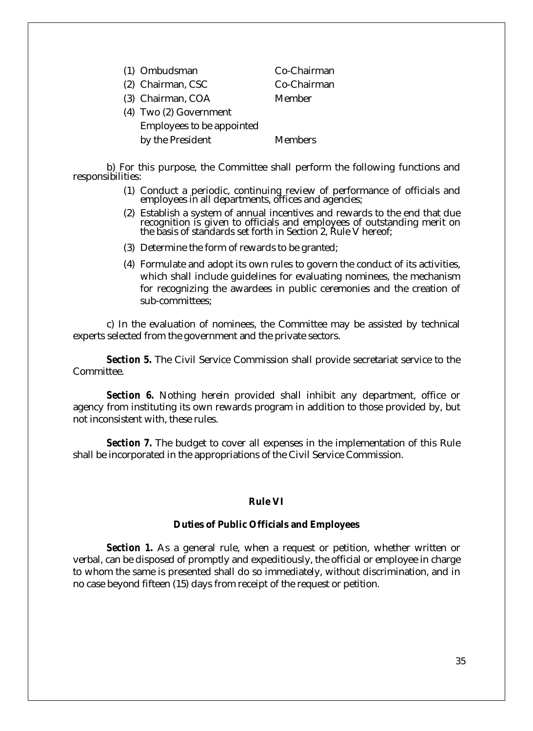| | |
|---|---|
| (1) Ombudsman | Co-Chairman |
| (2) Chairman, CSC | Co-Chairman |
| (3) Chairman, COA | Member |
| (4) Two (2) Government Employees to be appointed by the President | Members |

b) For this purpose, the Committee shall perform the following functions and responsibilities:

(1) Conduct a periodic, continuing review of performance of officials and employees in all departments, offices and agencies;

(2) Establish a system of annual incentives and rewards to the end that due recognition is given to officials and employees of outstanding merit on the basis of standards set forth in Section 2, Rule V hereof;

(3) Determine the form of rewards to be granted;

(4) Formulate and adopt its own rules to govern the conduct of its activities, which shall include guidelines for evaluating nominees, the mechanism for recognizing the awardees in public ceremonies and the creation of sub-committees;

c) In the evaluation of nominees, the Committee may be assisted by technical experts selected from the government and the private sectors.

***Section 5.*** The Civil Service Commission shall provide secretariat service to the Committee.

***Section 6.*** Nothing herein provided shall inhibit any department, office or agency from instituting its own rewards program in addition to those provided by, but not inconsistent with, these rules.

***Section 7.*** The budget to cover all expenses in the implementation of this Rule shall be incorporated in the appropriations of the Civil Service Commission.

## Rule VI

### Duties of Public Officials and Employees

***Section 1.*** As a general rule, when a request or petition, whether written or verbal, can be disposed of promptly and expeditiously, the official or employee in charge to whom the same is presented shall do so immediately, without discrimination, and in no case beyond fifteen (15) days from receipt of the request or petition.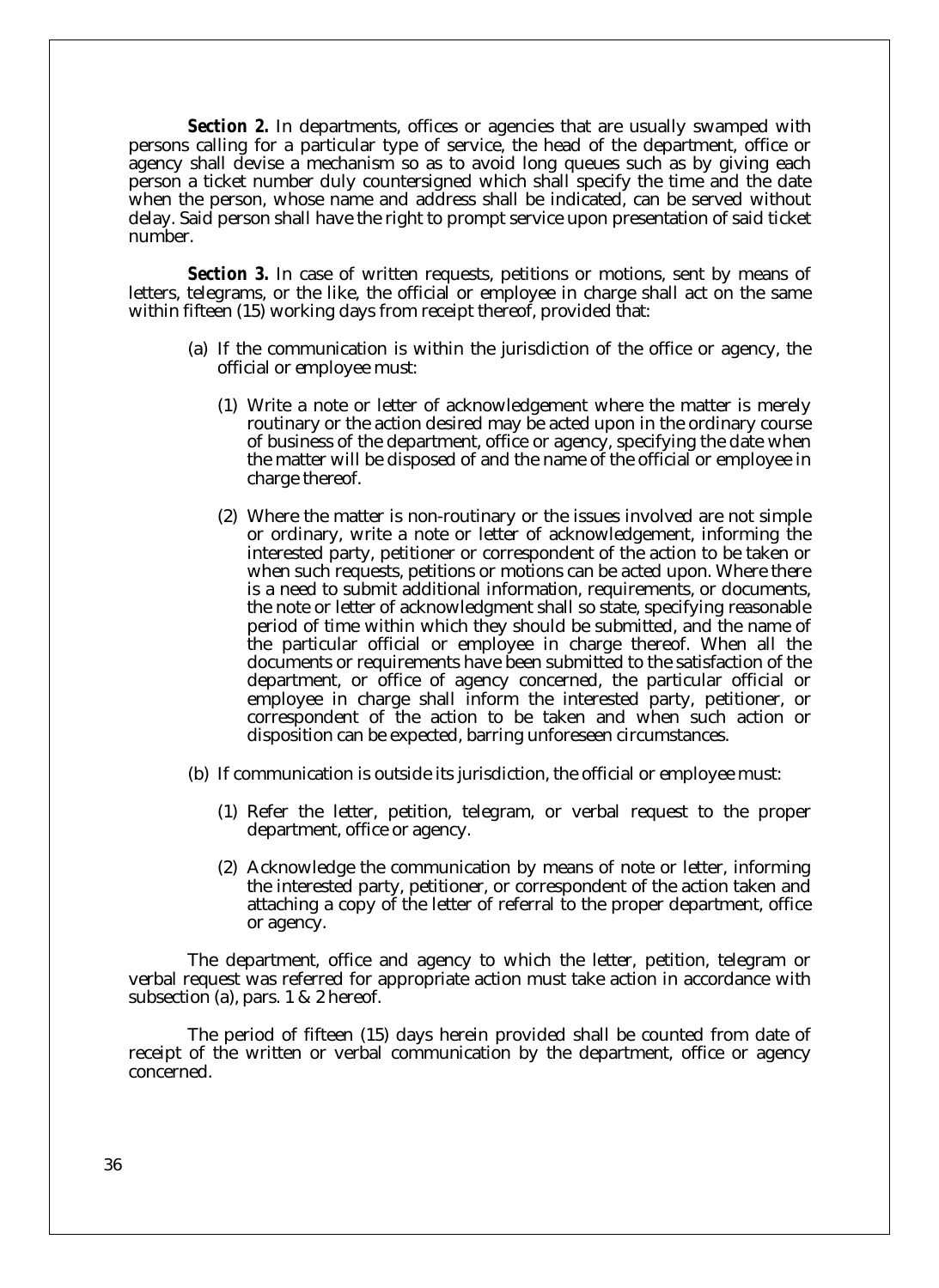**Section 2.** In departments, offices or agencies that are usually swamped with persons calling for a particular type of service, the head of the department, office or agency shall devise a mechanism so as to avoid long queues such as by giving each person a ticket number duly countersigned which shall specify the time and the date when the person, whose name and address shall be indicated, can be served without delay. Said person shall have the right to prompt service upon presentation of said ticket number.

**Section 3.** In case of written requests, petitions or motions, sent by means of letters, telegrams, or the like, the official or employee in charge shall act on the same within fifteen (15) working days from receipt thereof, provided that:

(a) If the communication is within the jurisdiction of the office or agency, the official or employee must:

(1) Write a note or letter of acknowledgement where the matter is merely routinary or the action desired may be acted upon in the ordinary course of business of the department, office or agency, specifying the date when the matter will be disposed of and the name of the official or employee in charge thereof.

(2) Where the matter is non-routinary or the issues involved are not simple or ordinary, write a note or letter of acknowledgement, informing the interested party, petitioner or correspondent of the action to be taken or when such requests, petitions or motions can be acted upon. Where there is a need to submit additional information, requirements, or documents, the note or letter of acknowledgment shall so state, specifying reasonable period of time within which they should be submitted, and the name of the particular official or employee in charge thereof. When all the documents or requirements have been submitted to the satisfaction of the department, or office of agency concerned, the particular official or employee in charge shall inform the interested party, petitioner, or correspondent of the action to be taken and when such action or disposition can be expected, barring unforeseen circumstances.

(b) If communication is outside its jurisdiction, the official or employee must:

(1) Refer the letter, petition, telegram, or verbal request to the proper department, office or agency.

(2) Acknowledge the communication by means of note or letter, informing the interested party, petitioner, or correspondent of the action taken and attaching a copy of the letter of referral to the proper department, office or agency.

The department, office and agency to which the letter, petition, telegram or verbal request was referred for appropriate action must take action in accordance with subsection (a), pars. 1 & 2 hereof.

The period of fifteen (15) days herein provided shall be counted from date of receipt of the written or verbal communication by the department, office or agency concerned.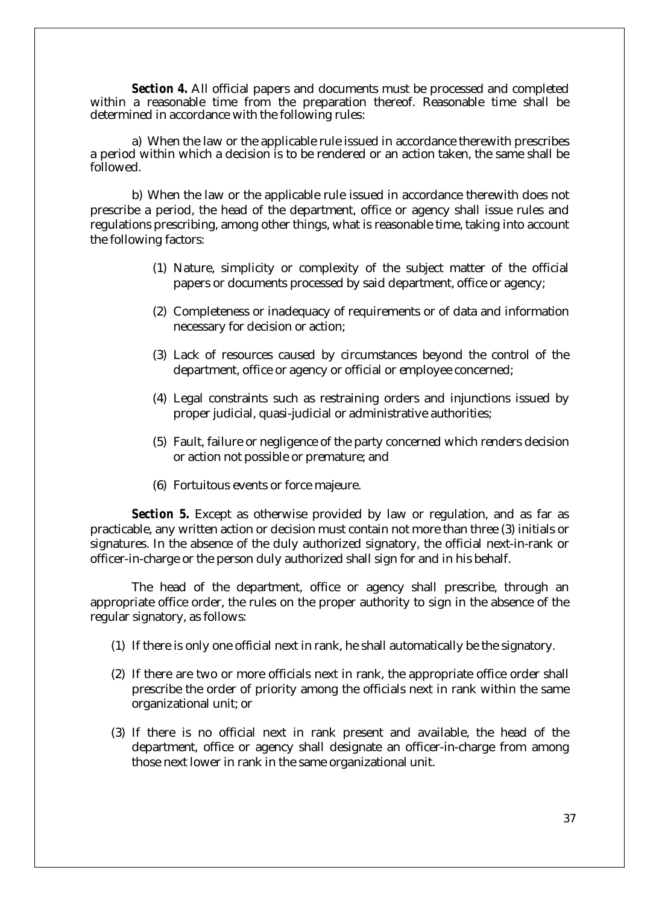**Section 4.** All official papers and documents must be processed and completed within a reasonable time from the preparation thereof. Reasonable time shall be determined in accordance with the following rules:

a) When the law or the applicable rule issued in accordance therewith prescribes a period within which a decision is to be rendered or an action taken, the same shall be followed.

b) When the law or the applicable rule issued in accordance therewith does not prescribe a period, the head of the department, office or agency shall issue rules and regulations prescribing, among other things, what is reasonable time, taking into account the following factors:

(1) Nature, simplicity or complexity of the subject matter of the official papers or documents processed by said department, office or agency;

(2) Completeness or inadequacy of requirements or of data and information necessary for decision or action;

(3) Lack of resources caused by circumstances beyond the control of the department, office or agency or official or employee concerned;

(4) Legal constraints such as restraining orders and injunctions issued by proper judicial, quasi-judicial or administrative authorities;

(5) Fault, failure or negligence of the party concerned which renders decision or action not possible or premature; and

(6) Fortuitous events or force majeure.

**Section 5.** Except as otherwise provided by law or regulation, and as far as practicable, any written action or decision must contain not more than three (3) initials or signatures. In the absence of the duly authorized signatory, the official next-in-rank or officer-in-charge or the person duly authorized shall sign for and in his behalf.

The head of the department, office or agency shall prescribe, through an appropriate office order, the rules on the proper authority to sign in the absence of the regular signatory, as follows:

(1) If there is only one official next in rank, he shall automatically be the signatory.

(2) If there are two or more officials next in rank, the appropriate office order shall prescribe the order of priority among the officials next in rank within the same organizational unit; or

(3) If there is no official next in rank present and available, the head of the department, office or agency shall designate an officer-in-charge from among those next lower in rank in the same organizational unit.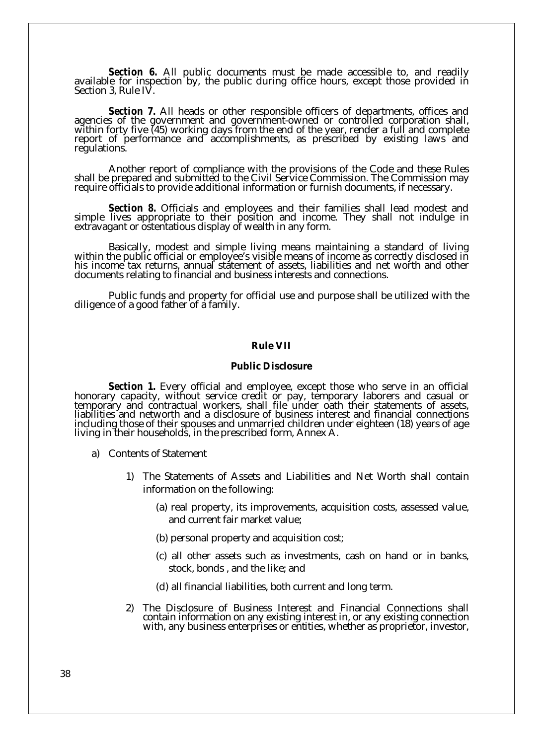***Section 6.*** All public documents must be made accessible to, and readily available for inspection by, the public during office hours, except those provided in Section 3, Rule IV.

***Section 7.*** All heads or other responsible officers of departments, offices and agencies of the government and government-owned or controlled corporation shall, within forty five (45) working days from the end of the year, render a full and complete report of performance and accomplishments, as prescribed by existing laws and regulations.

Another report of compliance with the provisions of the Code and these Rules shall be prepared and submitted to the Civil Service Commission. The Commission may require officials to provide additional information or furnish documents, if necessary.

***Section 8.*** Officials and employees and their families shall lead modest and simple lives appropriate to their position and income. They shall not indulge in extravagant or ostentatious display of wealth in any form.

Basically, modest and simple living means maintaining a standard of living within the public official or employee's visible means of income as correctly disclosed in his income tax returns, annual statement of assets, liabilities and net worth and other documents relating to financial and business interests and connections.

Public funds and property for official use and purpose shall be utilized with the diligence of a good father of a family.

## Rule VII

## Public Disclosure

***Section 1.*** Every official and employee, except those who serve in an official honorary capacity, without service credit or pay, temporary laborers and casual or temporary and contractual workers, shall file under oath their statements of assets, liabilities and networth and a disclosure of business interest and financial connections including those of their spouses and unmarried children under eighteen (18) years of age living in their households, in the prescribed form, Annex A.

a) Contents of Statement

   1) The Statements of Assets and Liabilities and Net Worth shall contain information on the following:

      (a) real property, its improvements, acquisition costs, assessed value, and current fair market value;

      (b) personal property and acquisition cost;

      (c) all other assets such as investments, cash on hand or in banks, stock, bonds , and the like; and

      (d) all financial liabilities, both current and long term.

   2) The Disclosure of Business Interest and Financial Connections shall contain information on any existing interest in, or any existing connection with, any business enterprises or entities, whether as proprietor, investor,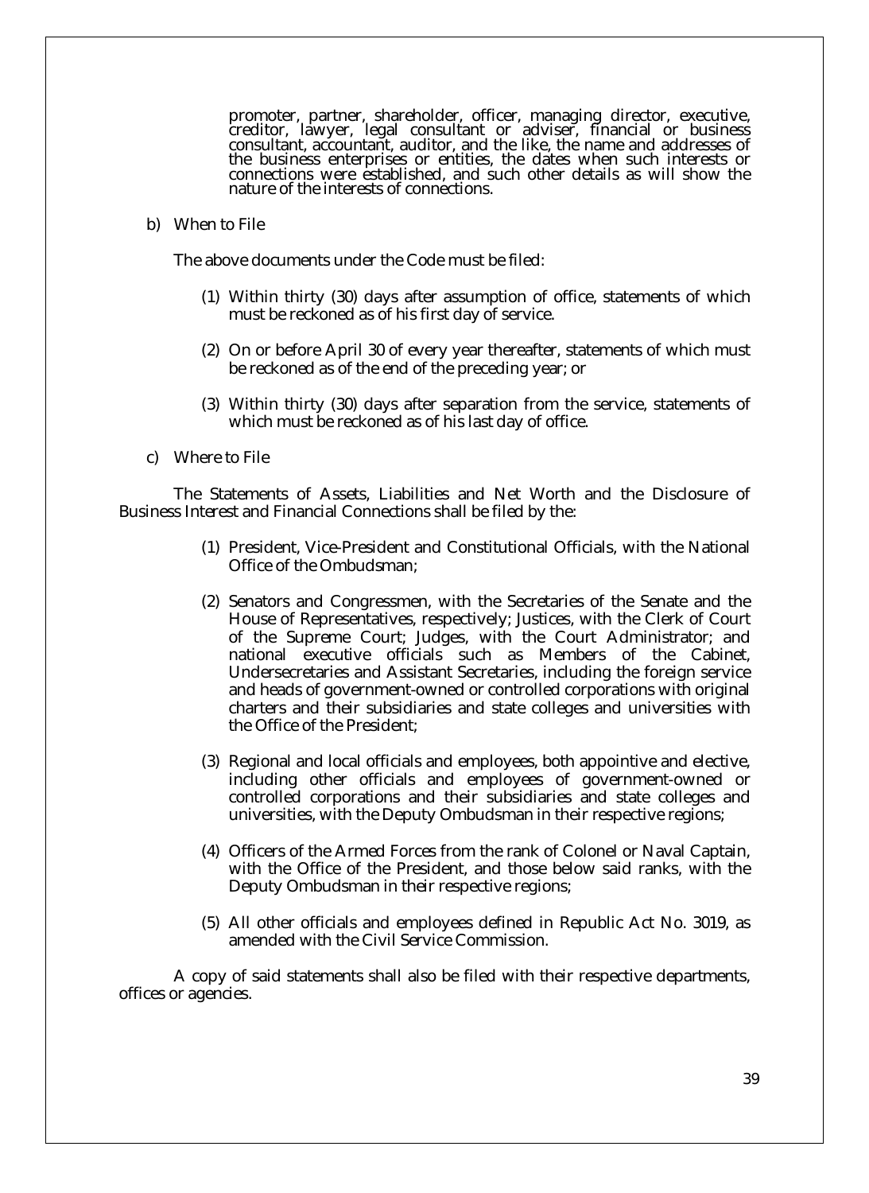promoter, partner, shareholder, officer, managing director, executive, creditor, lawyer, legal consultant or adviser, financial or business consultant, accountant, auditor, and the like, the name and addresses of the business enterprises or entities, the dates when such interests or connections were established, and such other details as will show the nature of the interests of connections.

b) When to File

The above documents under the Code must be filed:

(1) Within thirty (30) days after assumption of office, statements of which must be reckoned as of his first day of service.

(2) On or before April 30 of every year thereafter, statements of which must be reckoned as of the end of the preceding year; or

(3) Within thirty (30) days after separation from the service, statements of which must be reckoned as of his last day of office.

c) Where to File

The Statements of Assets, Liabilities and Net Worth and the Disclosure of Business Interest and Financial Connections shall be filed by the:

(1) President, Vice-President and Constitutional Officials, with the National Office of the Ombudsman;

(2) Senators and Congressmen, with the Secretaries of the Senate and the House of Representatives, respectively; Justices, with the Clerk of Court of the Supreme Court; Judges, with the Court Administrator; and national executive officials such as Members of the Cabinet, Undersecretaries and Assistant Secretaries, including the foreign service and heads of government-owned or controlled corporations with original charters and their subsidiaries and state colleges and universities with the Office of the President;

(3) Regional and local officials and employees, both appointive and elective, including other officials and employees of government-owned or controlled corporations and their subsidiaries and state colleges and universities, with the Deputy Ombudsman in their respective regions;

(4) Officers of the Armed Forces from the rank of Colonel or Naval Captain, with the Office of the President, and those below said ranks, with the Deputy Ombudsman in their respective regions;

(5) All other officials and employees defined in Republic Act No. 3019, as amended with the Civil Service Commission.

A copy of said statements shall also be filed with their respective departments, offices or agencies.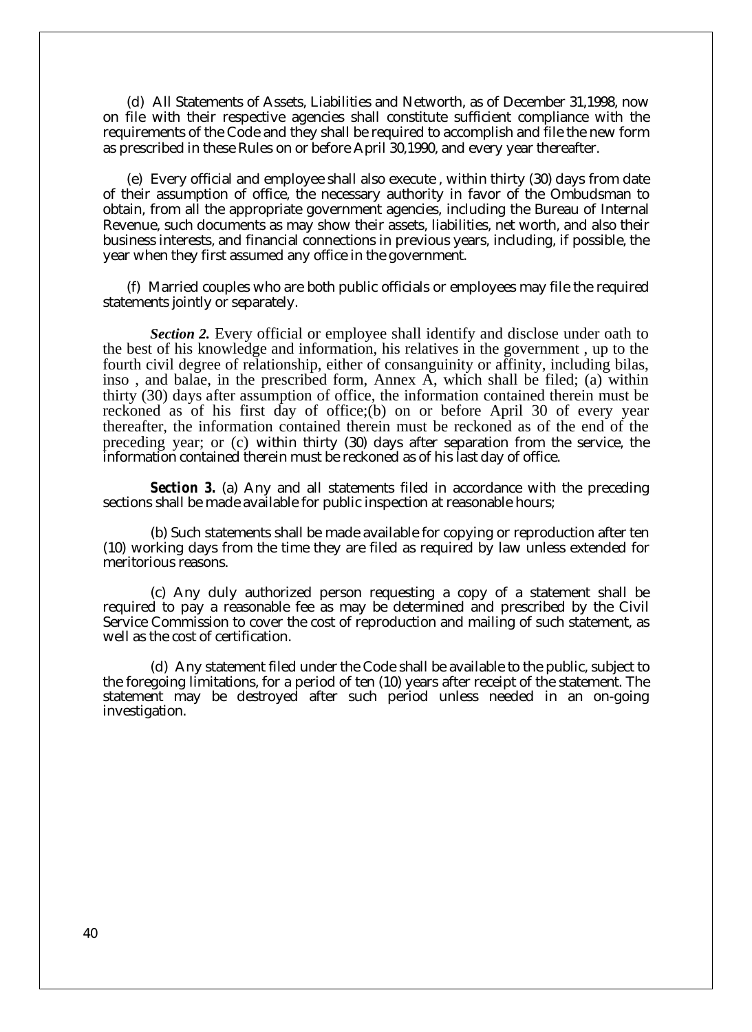(d) All Statements of Assets, Liabilities and Networth, as of December 31,1998, now on file with their respective agencies shall constitute sufficient compliance with the requirements of the Code and they shall be required to accomplish and file the new form as prescribed in these Rules on or before April 30,1990, and every year thereafter.

(e) Every official and employee shall also execute , within thirty (30) days from date of their assumption of office, the necessary authority in favor of the Ombudsman to obtain, from all the appropriate government agencies, including the Bureau of Internal Revenue, such documents as may show their assets, liabilities, net worth, and also their business interests, and financial connections in previous years, including, if possible, the year when they first assumed any office in the government.

(f) Married couples who are both public officials or employees may file the required statements jointly or separately.

***Section 2.*** Every official or employee shall identify and disclose under oath to the best of his knowledge and information, his relatives in the government , up to the fourth civil degree of relationship, either of consanguinity or affinity, including bilas, inso , and balae, in the prescribed form, Annex A, which shall be filed; (a) within thirty (30) days after assumption of office, the information contained therein must be reckoned as of his first day of office;(b) on or before April 30 of every year thereafter, the information contained therein must be reckoned as of the end of the preceding year; or (c) within thirty (30) days after separation from the service, the information contained therein must be reckoned as of his last day of office.

**Section 3.** (a) Any and all statements filed in accordance with the preceding sections shall be made available for public inspection at reasonable hours;

(b) Such statements shall be made available for copying or reproduction after ten (10) working days from the time they are filed as required by law unless extended for meritorious reasons.

(c) Any duly authorized person requesting a copy of a statement shall be required to pay a reasonable fee as may be determined and prescribed by the Civil Service Commission to cover the cost of reproduction and mailing of such statement, as well as the cost of certification.

(d) Any statement filed under the Code shall be available to the public, subject to the foregoing limitations, for a period of ten (10) years after receipt of the statement. The statement may be destroyed after such period unless needed in an on-going investigation.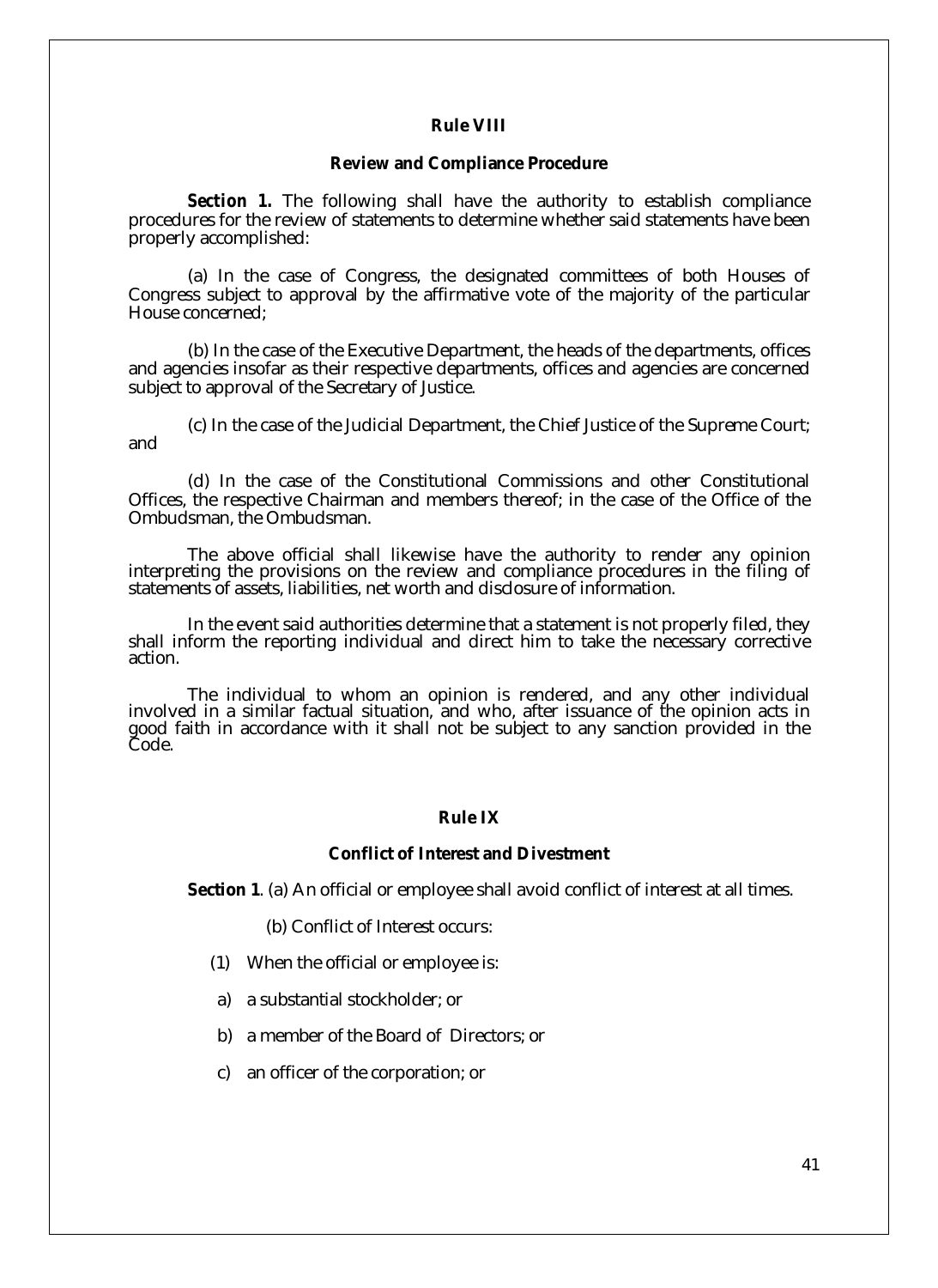## Rule VIII

### Review and Compliance Procedure

**Section 1.** The following shall have the authority to establish compliance procedures for the review of statements to determine whether said statements have been properly accomplished:

(a) In the case of Congress, the designated committees of both Houses of Congress subject to approval by the affirmative vote of the majority of the particular House concerned;

(b) In the case of the Executive Department, the heads of the departments, offices and agencies insofar as their respective departments, offices and agencies are concerned subject to approval of the Secretary of Justice.

(c) In the case of the Judicial Department, the Chief Justice of the Supreme Court; and

(d) In the case of the Constitutional Commissions and other Constitutional Offices, the respective Chairman and members thereof; in the case of the Office of the Ombudsman, the Ombudsman.

The above official shall likewise have the authority to render any opinion interpreting the provisions on the review and compliance procedures in the filing of statements of assets, liabilities, net worth and disclosure of information.

In the event said authorities determine that a statement is not properly filed, they shall inform the reporting individual and direct him to take the necessary corrective action.

The individual to whom an opinion is rendered, and any other individual involved in a similar factual situation, and who, after issuance of the opinion acts in good faith in accordance with it shall not be subject to any sanction provided in the Code.

## Rule IX

### Conflict of Interest and Divestment

**Section 1**. (a) An official or employee shall avoid conflict of interest at all times.

(b) Conflict of Interest occurs:

(1) When the official or employee is:

a) a substantial stockholder; or

b) a member of the Board of Directors; or

c) an officer of the corporation; or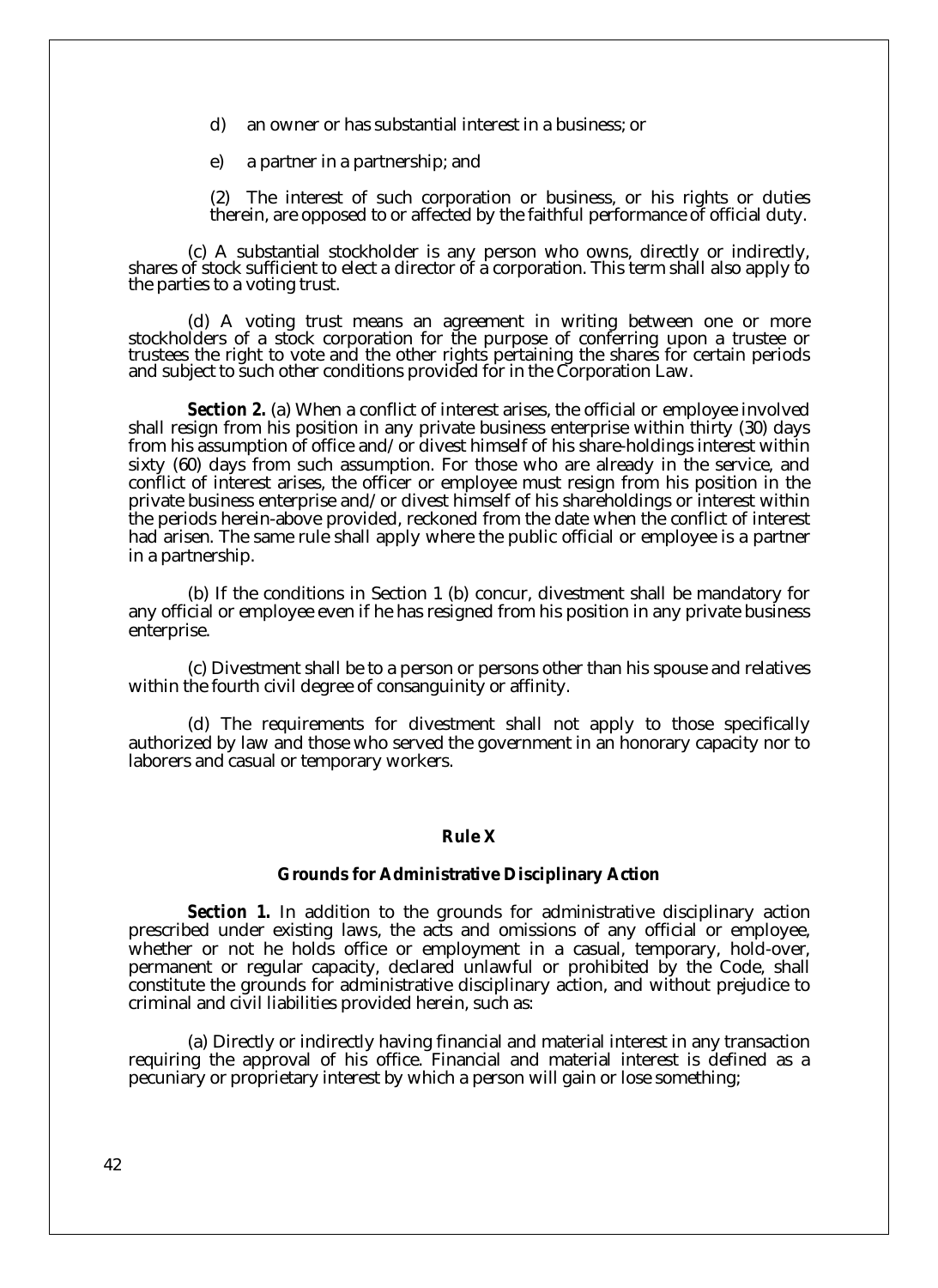d) an owner or has substantial interest in a business; or

e) a partner in a partnership; and

(2) The interest of such corporation or business, or his rights or duties therein, are opposed to or affected by the faithful performance of official duty.

(c) A substantial stockholder is any person who owns, directly or indirectly, shares of stock sufficient to elect a director of a corporation. This term shall also apply to the parties to a voting trust.

(d) A voting trust means an agreement in writing between one or more stockholders of a stock corporation for the purpose of conferring upon a trustee or trustees the right to vote and the other rights pertaining the shares for certain periods and subject to such other conditions provided for in the Corporation Law.

***Section 2.*** (a) When a conflict of interest arises, the official or employee involved shall resign from his position in any private business enterprise within thirty (30) days from his assumption of office and/or divest himself of his share-holdings interest within sixty (60) days from such assumption. For those who are already in the service, and conflict of interest arises, the officer or employee must resign from his position in the private business enterprise and/or divest himself of his shareholdings or interest within the periods herein-above provided, reckoned from the date when the conflict of interest had arisen. The same rule shall apply where the public official or employee is a partner in a partnership.

(b) If the conditions in Section 1 (b) concur, divestment shall be mandatory for any official or employee even if he has resigned from his position in any private business enterprise.

(c) Divestment shall be to a person or persons other than his spouse and relatives within the fourth civil degree of consanguinity or affinity.

(d) The requirements for divestment shall not apply to those specifically authorized by law and those who served the government in an honorary capacity nor to laborers and casual or temporary workers.

## Rule X

### Grounds for Administrative Disciplinary Action

***Section 1.*** In addition to the grounds for administrative disciplinary action prescribed under existing laws, the acts and omissions of any official or employee, whether or not he holds office or employment in a casual, temporary, hold-over, permanent or regular capacity, declared unlawful or prohibited by the Code, shall constitute the grounds for administrative disciplinary action, and without prejudice to criminal and civil liabilities provided herein, such as:

(a) Directly or indirectly having financial and material interest in any transaction requiring the approval of his office. Financial and material interest is defined as a pecuniary or proprietary interest by which a person will gain or lose something;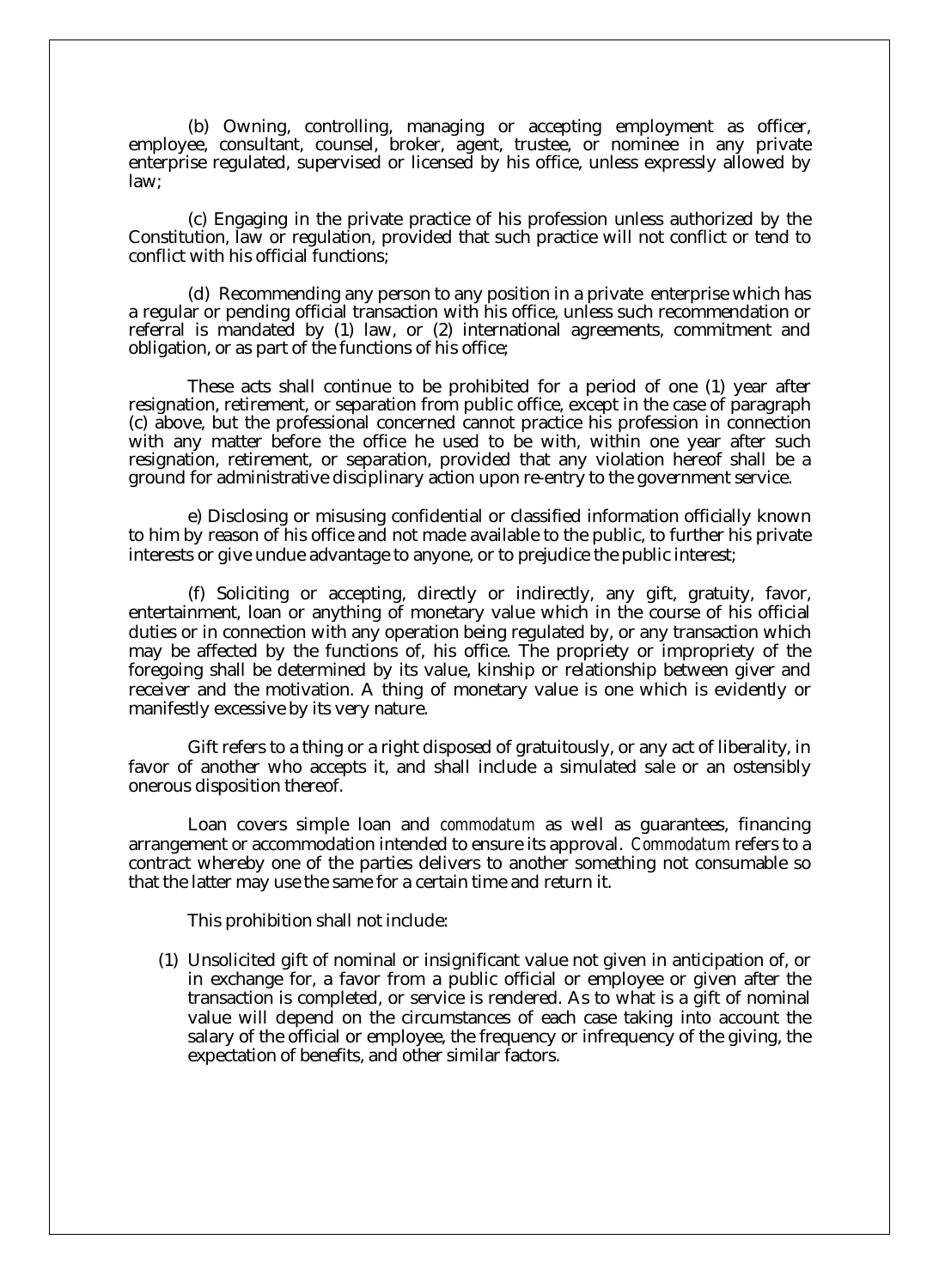(b) Owning, controlling, managing or accepting employment as officer, employee, consultant, counsel, broker, agent, trustee, or nominee in any private enterprise regulated, supervised or licensed by his office, unless expressly allowed by law;

(c) Engaging in the private practice of his profession unless authorized by the Constitution, law or regulation, provided that such practice will not conflict or tend to conflict with his official functions;

(d) Recommending any person to any position in a private enterprise which has a regular or pending official transaction with his office, unless such recommendation or referral is mandated by (1) law, or (2) international agreements, commitment and obligation, or as part of the functions of his office;

These acts shall continue to be prohibited for a period of one (1) year after resignation, retirement, or separation from public office, except in the case of paragraph (c) above, but the professional concerned cannot practice his profession in connection with any matter before the office he used to be with, within one year after such resignation, retirement, or separation, provided that any violation hereof shall be a ground for administrative disciplinary action upon re-entry to the government service.

e) Disclosing or misusing confidential or classified information officially known to him by reason of his office and not made available to the public, to further his private interests or give undue advantage to anyone, or to prejudice the public interest;

(f) Soliciting or accepting, directly or indirectly, any gift, gratuity, favor, entertainment, loan or anything of monetary value which in the course of his official duties or in connection with any operation being regulated by, or any transaction which may be affected by the functions of, his office. The propriety or impropriety of the foregoing shall be determined by its value, kinship or relationship between giver and receiver and the motivation. A thing of monetary value is one which is evidently or manifestly excessive by its very nature.

Gift refers to a thing or a right disposed of gratuitously, or any act of liberality, in favor of another who accepts it, and shall include a simulated sale or an ostensibly onerous disposition thereof.

Loan covers simple loan and *commodatum* as well as guarantees, financing arrangement or accommodation intended to ensure its approval. *Commodatum* refers to a contract whereby one of the parties delivers to another something not consumable so that the latter may use the same for a certain time and return it.

This prohibition shall not include:

(1) Unsolicited gift of nominal or insignificant value not given in anticipation of, or in exchange for, a favor from a public official or employee or given after the transaction is completed, or service is rendered. As to what is a gift of nominal value will depend on the circumstances of each case taking into account the salary of the official or employee, the frequency or infrequency of the giving, the expectation of benefits, and other similar factors.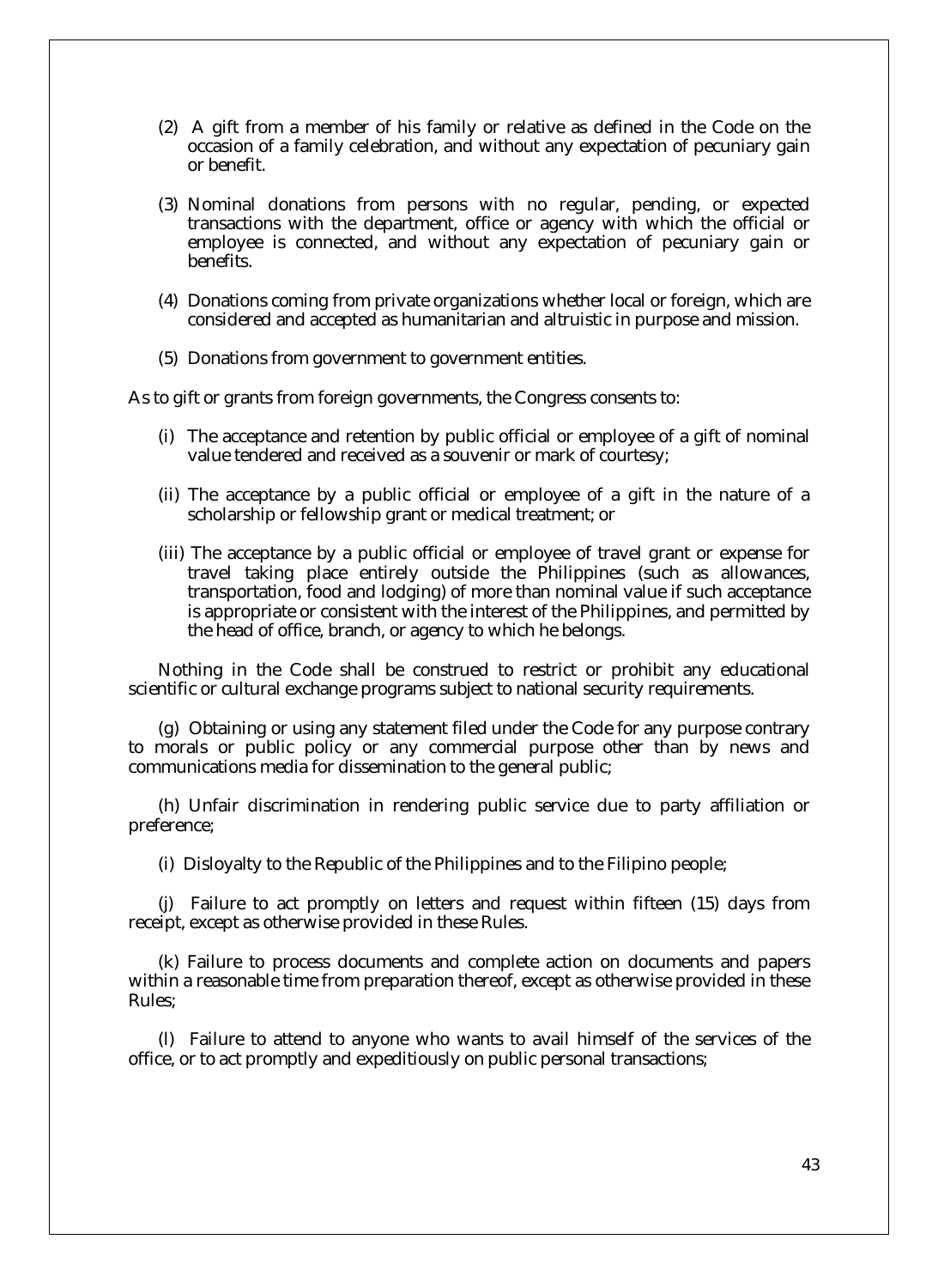(2) A gift from a member of his family or relative as defined in the Code on the occasion of a family celebration, and without any expectation of pecuniary gain or benefit.

(3) Nominal donations from persons with no regular, pending, or expected transactions with the department, office or agency with which the official or employee is connected, and without any expectation of pecuniary gain or benefits.

(4) Donations coming from private organizations whether local or foreign, which are considered and accepted as humanitarian and altruistic in purpose and mission.

(5) Donations from government to government entities.

As to gift or grants from foreign governments, the Congress consents to:

(i) The acceptance and retention by public official or employee of a gift of nominal value tendered and received as a souvenir or mark of courtesy;

(ii) The acceptance by a public official or employee of a gift in the nature of a scholarship or fellowship grant or medical treatment; or

(iii) The acceptance by a public official or employee of travel grant or expense for travel taking place entirely outside the Philippines (such as allowances, transportation, food and lodging) of more than nominal value if such acceptance is appropriate or consistent with the interest of the Philippines, and permitted by the head of office, branch, or agency to which he belongs.

Nothing in the Code shall be construed to restrict or prohibit any educational scientific or cultural exchange programs subject to national security requirements.

(g) Obtaining or using any statement filed under the Code for any purpose contrary to morals or public policy or any commercial purpose other than by news and communications media for dissemination to the general public;

(h) Unfair discrimination in rendering public service due to party affiliation or preference;

(i) Disloyalty to the Republic of the Philippines and to the Filipino people;

(j) Failure to act promptly on letters and request within fifteen (15) days from receipt, except as otherwise provided in these Rules.

(k) Failure to process documents and complete action on documents and papers within a reasonable time from preparation thereof, except as otherwise provided in these Rules;

(l) Failure to attend to anyone who wants to avail himself of the services of the office, or to act promptly and expeditiously on public personal transactions;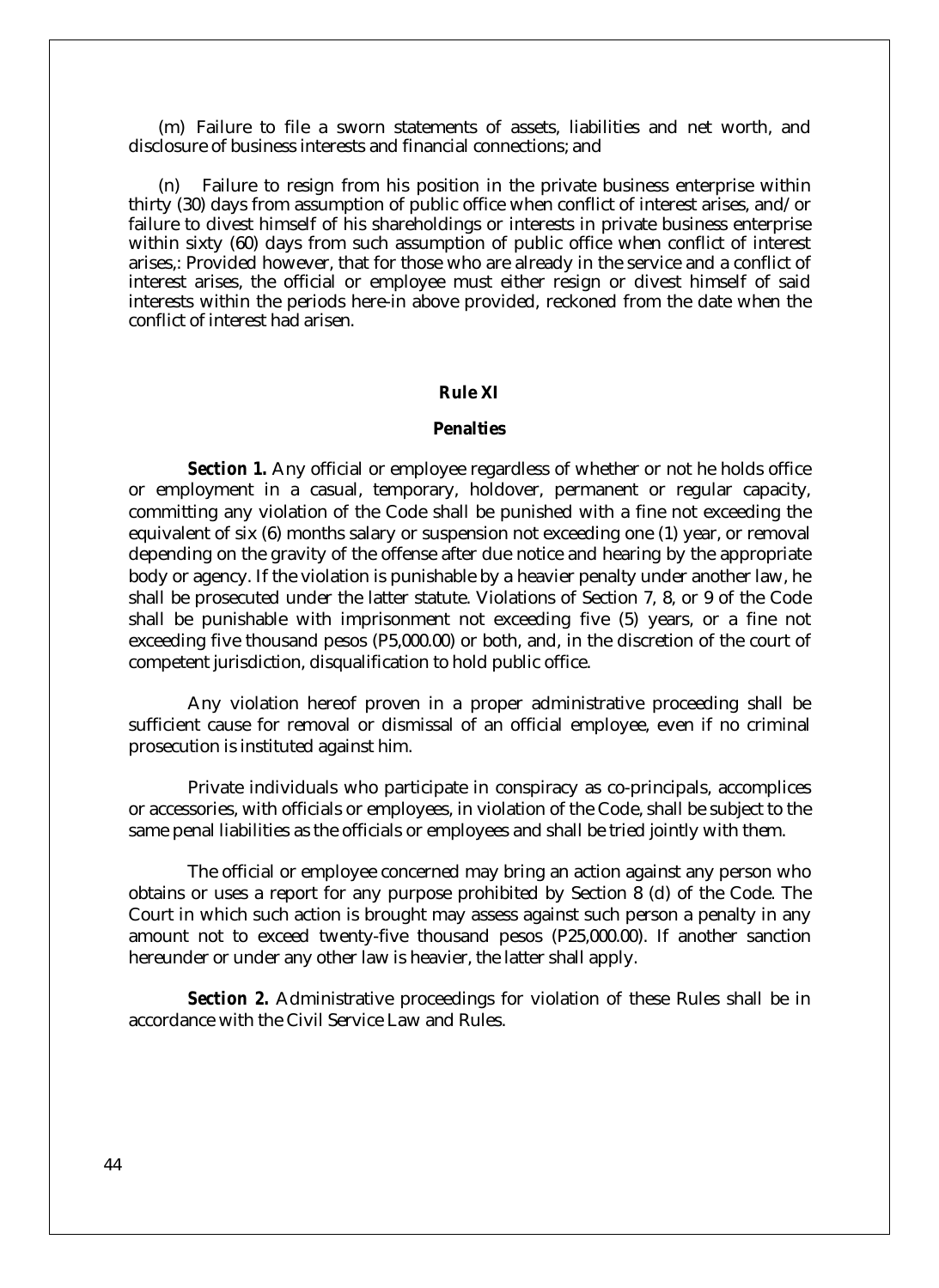(m) Failure to file a sworn statements of assets, liabilities and net worth, and disclosure of business interests and financial connections; and

(n) Failure to resign from his position in the private business enterprise within thirty (30) days from assumption of public office when conflict of interest arises, and/or failure to divest himself of his shareholdings or interests in private business enterprise within sixty (60) days from such assumption of public office when conflict of interest arises,: Provided however, that for those who are already in the service and a conflict of interest arises, the official or employee must either resign or divest himself of said interests within the periods here-in above provided, reckoned from the date when the conflict of interest had arisen.

## Rule XI

### Penalties

***Section 1.*** Any official or employee regardless of whether or not he holds office or employment in a casual, temporary, holdover, permanent or regular capacity, committing any violation of the Code shall be punished with a fine not exceeding the equivalent of six (6) months salary or suspension not exceeding one (1) year, or removal depending on the gravity of the offense after due notice and hearing by the appropriate body or agency. If the violation is punishable by a heavier penalty under another law, he shall be prosecuted under the latter statute. Violations of Section 7, 8, or 9 of the Code shall be punishable with imprisonment not exceeding five (5) years, or a fine not exceeding five thousand pesos (P5,000.00) or both, and, in the discretion of the court of competent jurisdiction, disqualification to hold public office.

Any violation hereof proven in a proper administrative proceeding shall be sufficient cause for removal or dismissal of an official employee, even if no criminal prosecution is instituted against him.

Private individuals who participate in conspiracy as co-principals, accomplices or accessories, with officials or employees, in violation of the Code, shall be subject to the same penal liabilities as the officials or employees and shall be tried jointly with them.

The official or employee concerned may bring an action against any person who obtains or uses a report for any purpose prohibited by Section 8 (d) of the Code. The Court in which such action is brought may assess against such person a penalty in any amount not to exceed twenty-five thousand pesos (P25,000.00). If another sanction hereunder or under any other law is heavier, the latter shall apply.

***Section 2.*** Administrative proceedings for violation of these Rules shall be in accordance with the Civil Service Law and Rules.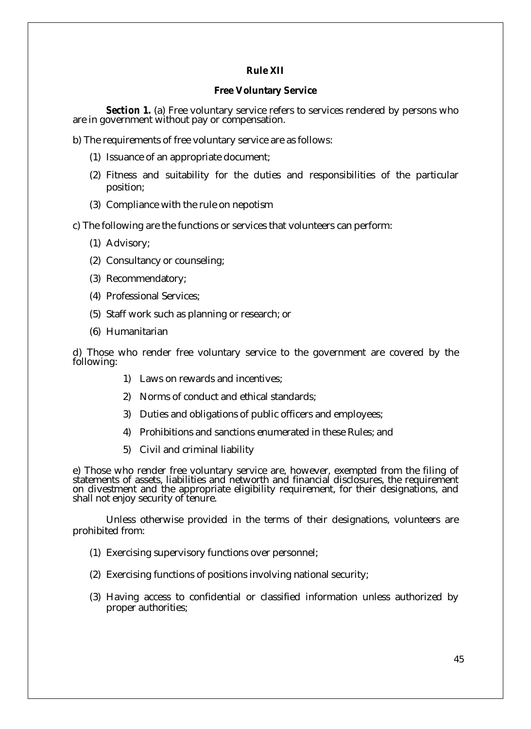## Rule XII

### Free Voluntary Service

***Section 1.*** (a) Free voluntary service refers to services rendered by persons who are in government without pay or compensation.

b) The requirements of free voluntary service are as follows:

(1) Issuance of an appropriate document;

(2) Fitness and suitability for the duties and responsibilities of the particular position;

(3) Compliance with the rule on nepotism

c) The following are the functions or services that volunteers can perform:

(1) Advisory;

(2) Consultancy or counseling;

(3) Recommendatory;

(4) Professional Services;

(5) Staff work such as planning or research; or

(6) Humanitarian

d) Those who render free voluntary service to the government are covered by the following:

1) Laws on rewards and incentives;

2) Norms of conduct and ethical standards;

3) Duties and obligations of public officers and employees;

4) Prohibitions and sanctions enumerated in these Rules; and

5) Civil and criminal liability

e) Those who render free voluntary service are, however, exempted from the filing of statements of assets, liabilities and networth and financial disclosures, the requirement on divestment and the appropriate eligibility requirement, for their designations, and shall not enjoy security of tenure.

Unless otherwise provided in the terms of their designations, volunteers are prohibited from:

(1) Exercising supervisory functions over personnel;

(2) Exercising functions of positions involving national security;

(3) Having access to confidential or classified information unless authorized by proper authorities;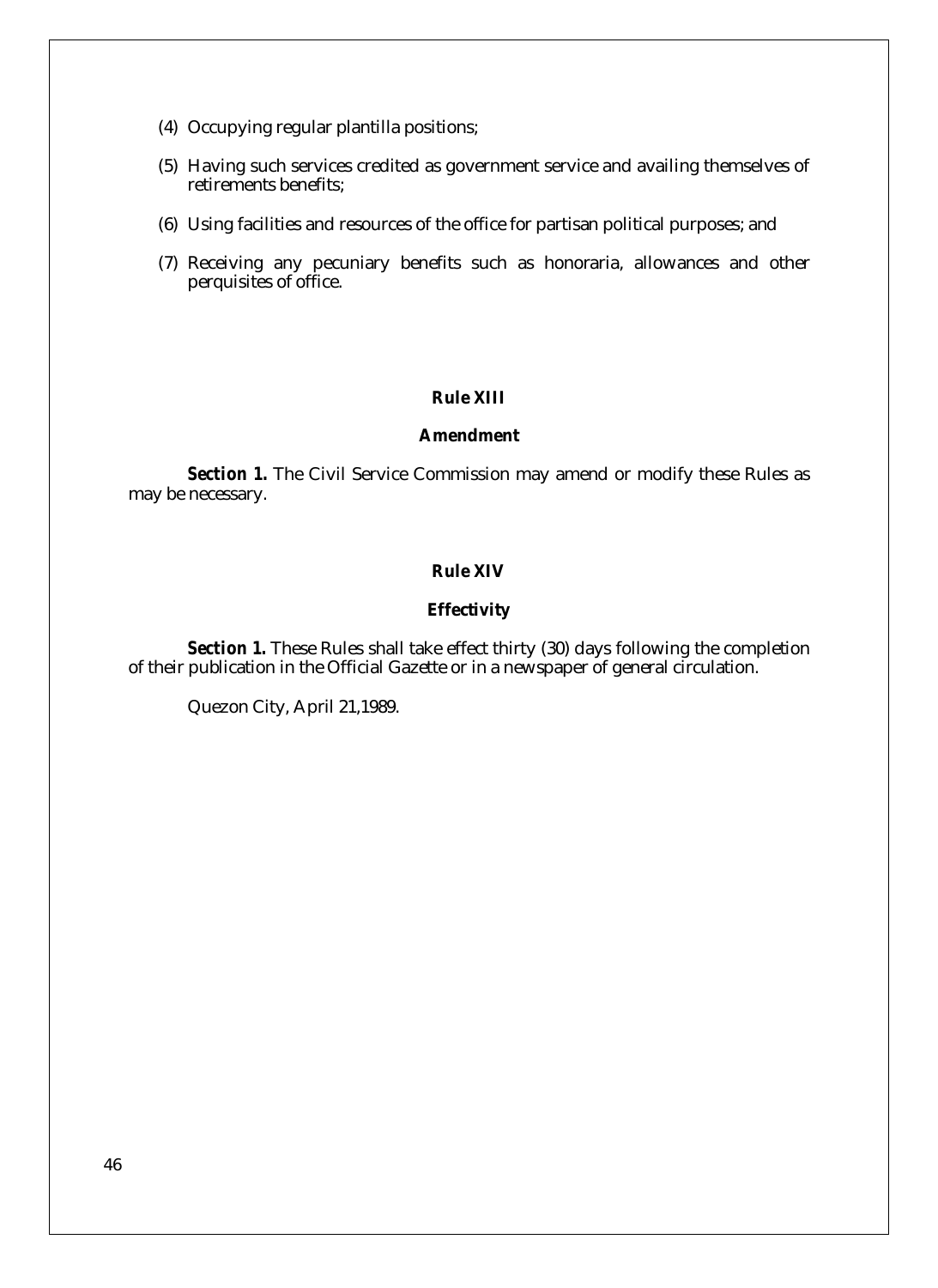(4) Occupying regular plantilla positions;

(5) Having such services credited as government service and availing themselves of retirements benefits;

(6) Using facilities and resources of the office for partisan political purposes; and

(7) Receiving any pecuniary benefits such as honoraria, allowances and other perquisites of office.

## Rule XIII

## Amendment

***Section 1.*** The Civil Service Commission may amend or modify these Rules as may be necessary.

## Rule XIV

## Effectivity

***Section 1.*** These Rules shall take effect thirty (30) days following the completion of their publication in the Official Gazette or in a newspaper of general circulation.

Quezon City, April 21,1989.